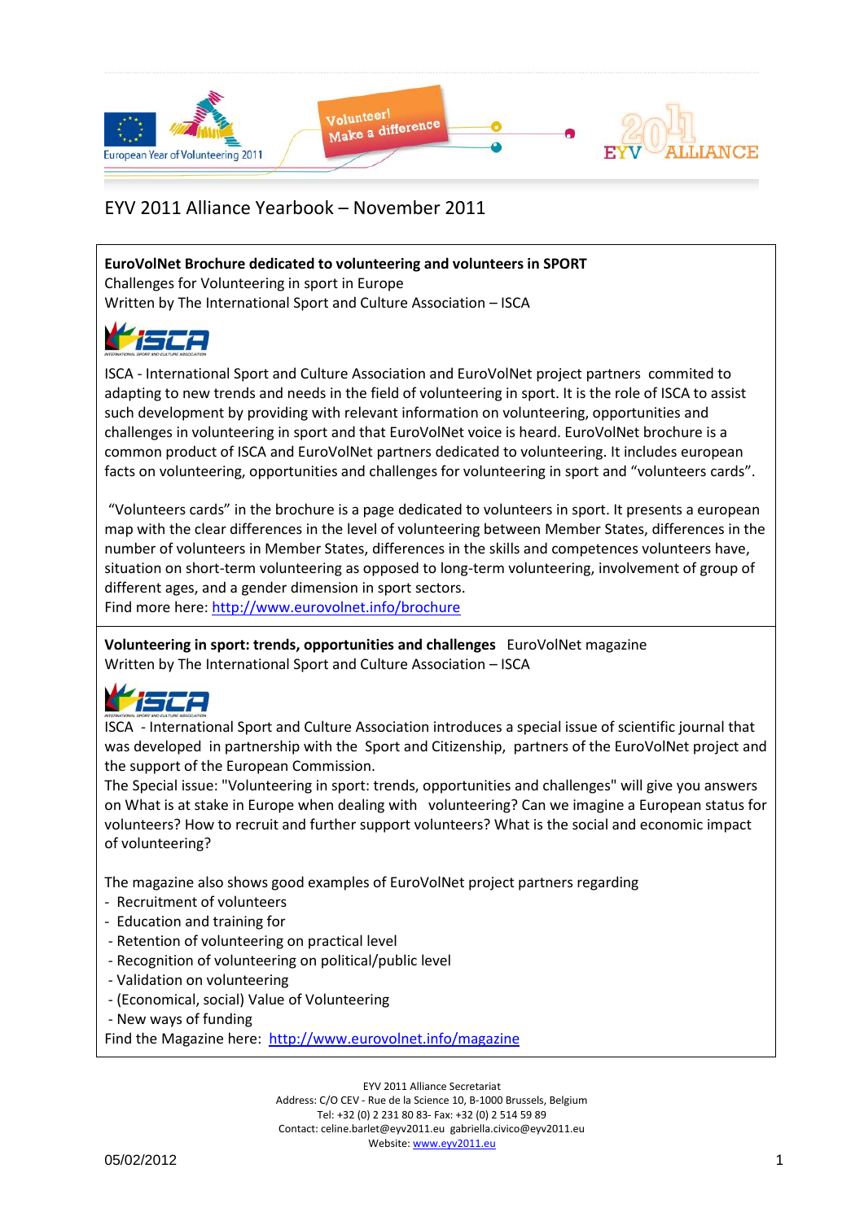# EYV 2011 Alliance Yearbook – November 2011

**EuroVolNet Brochure dedicated to volunteering and volunteers in SPORT**
Challenges for Volunteering in sport in Europe
Written by The International Sport and Culture Association – ISCA

ISCA - International Sport and Culture Association and EuroVolNet project partners commited to adapting to new trends and needs in the field of volunteering in sport. It is the role of ISCA to assist such development by providing with relevant information on volunteering, opportunities and challenges in volunteering in sport and that EuroVolNet voice is heard. EuroVolNet brochure is a common product of ISCA and EuroVolNet partners dedicated to volunteering. It includes european facts on volunteering, opportunities and challenges for volunteering in sport and "volunteers cards".

"Volunteers cards" in the brochure is a page dedicated to volunteers in sport. It presents a european map with the clear differences in the level of volunteering between Member States, differences in the number of volunteers in Member States, differences in the skills and competences volunteers have, situation on short-term volunteering as opposed to long-term volunteering, involvement of group of different ages, and a gender dimension in sport sectors.
Find more here: http://www.eurovolnet.info/brochure

**Volunteering in sport: trends, opportunities and challenges** EuroVolNet magazine
Written by The International Sport and Culture Association – ISCA

ISCA - International Sport and Culture Association introduces a special issue of scientific journal that was developed in partnership with the Sport and Citizenship, partners of the EuroVolNet project and the support of the European Commission.
The Special issue: "Volunteering in sport: trends, opportunities and challenges" will give you answers on What is at stake in Europe when dealing with volunteering? Can we imagine a European status for volunteers? How to recruit and further support volunteers? What is the social and economic impact of volunteering?

The magazine also shows good examples of EuroVolNet project partners regarding

- Recruitment of volunteers
- Education and training for
- Retention of volunteering on practical level
- Recognition of volunteering on political/public level
- Validation on volunteering
- (Economical, social) Value of Volunteering
- New ways of funding

Find the Magazine here: http://www.eurovolnet.info/magazine

EYV 2011 Alliance Secretariat
Address: C/O CEV - Rue de la Science 10, B-1000 Brussels, Belgium
Tel: +32 (0) 2 231 80 83- Fax: +32 (0) 2 514 59 89
Contact: celine.barlet@eyv2011.eu gabriella.civico@eyv2011.eu
Website: www.eyv2011.eu

05/02/2012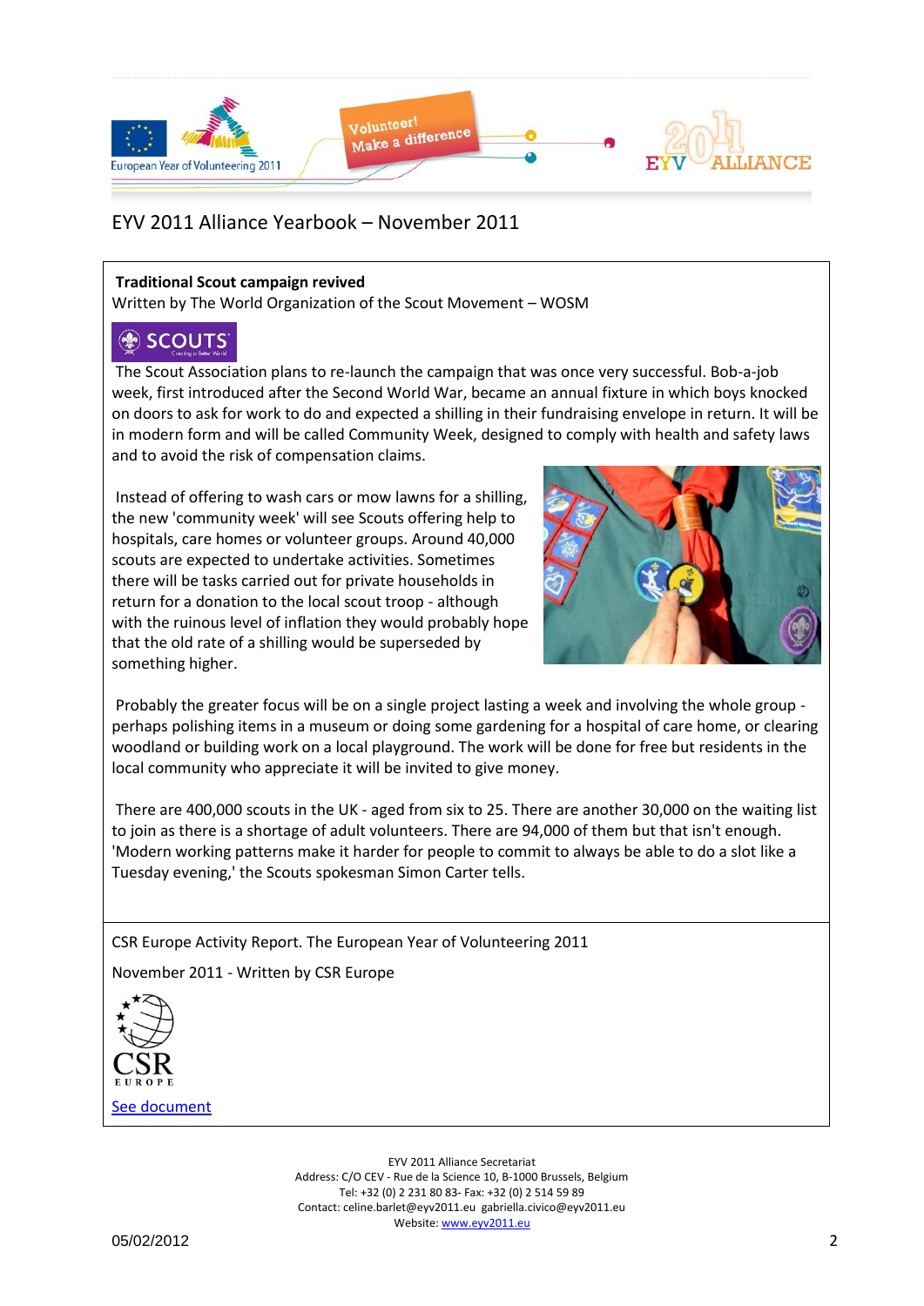EYV 2011 Alliance Yearbook – November 2011

**Traditional Scout campaign revived**

Written by The World Organization of the Scout Movement – WOSM

The Scout Association plans to re-launch the campaign that was once very successful. Bob-a-job week, first introduced after the Second World War, became an annual fixture in which boys knocked on doors to ask for work to do and expected a shilling in their fundraising envelope in return. It will be in modern form and will be called Community Week, designed to comply with health and safety laws and to avoid the risk of compensation claims.

Instead of offering to wash cars or mow lawns for a shilling, the new 'community week' will see Scouts offering help to hospitals, care homes or volunteer groups. Around 40,000 scouts are expected to undertake activities. Sometimes there will be tasks carried out for private households in return for a donation to the local scout troop - although with the ruinous level of inflation they would probably hope that the old rate of a shilling would be superseded by something higher.

Probably the greater focus will be on a single project lasting a week and involving the whole group - perhaps polishing items in a museum or doing some gardening for a hospital of care home, or clearing woodland or building work on a local playground. The work will be done for free but residents in the local community who appreciate it will be invited to give money.

There are 400,000 scouts in the UK - aged from six to 25. There are another 30,000 on the waiting list to join as there is a shortage of adult volunteers. There are 94,000 of them but that isn't enough. 'Modern working patterns make it harder for people to commit to always be able to do a slot like a Tuesday evening,' the Scouts spokesman Simon Carter tells.

CSR Europe Activity Report. The European Year of Volunteering 2011

November 2011 - Written by CSR Europe

See document

EYV 2011 Alliance Secretariat
Address: C/O CEV - Rue de la Science 10, B-1000 Brussels, Belgium
Tel: +32 (0) 2 231 80 83- Fax: +32 (0) 2 514 59 89
Contact: celine.barlet@eyv2011.eu gabriella.civico@eyv2011.eu
Website: www.eyv2011.eu

05/02/2012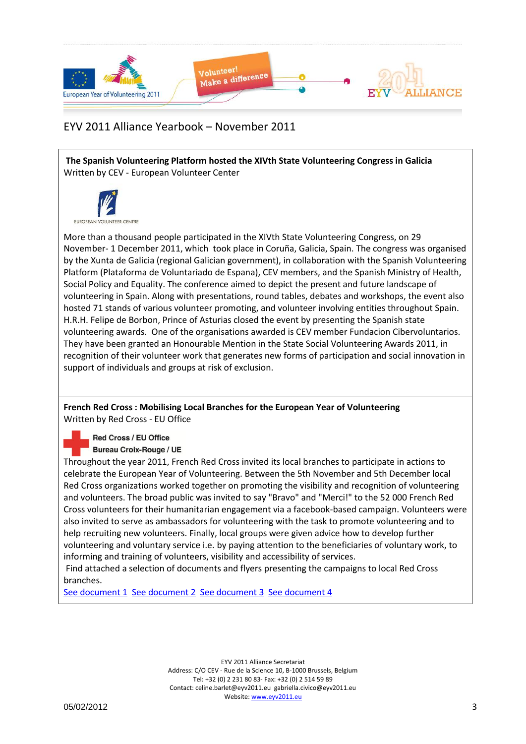EYV 2011 Alliance Yearbook – November 2011

**The Spanish Volunteering Platform hosted the XIVth State Volunteering Congress in Galicia**
Written by CEV - European Volunteer Center

EUROPEAN VOLUNTEER CENTRE

More than a thousand people participated in the XIVth State Volunteering Congress, on 29 November- 1 December 2011, which took place in Coruña, Galicia, Spain. The congress was organised by the Xunta de Galicia (regional Galician government), in collaboration with the Spanish Volunteering Platform (Plataforma de Voluntariado de Espana), CEV members, and the Spanish Ministry of Health, Social Policy and Equality. The conference aimed to depict the present and future landscape of volunteering in Spain. Along with presentations, round tables, debates and workshops, the event also hosted 71 stands of various volunteer promoting, and volunteer involving entities throughout Spain. H.R.H. Felipe de Borbon, Prince of Asturias closed the event by presenting the Spanish state volunteering awards. One of the organisations awarded is CEV member Fundacion Cibervoluntarios. They have been granted an Honourable Mention in the State Social Volunteering Awards 2011, in recognition of their volunteer work that generates new forms of participation and social innovation in support of individuals and groups at risk of exclusion.

**French Red Cross : Mobilising Local Branches for the European Year of Volunteering**
Written by Red Cross - EU Office

**Red Cross / EU Office**
**Bureau Croix-Rouge / UE**

Throughout the year 2011, French Red Cross invited its local branches to participate in actions to celebrate the European Year of Volunteering. Between the 5th November and 5th December local Red Cross organizations worked together on promoting the visibility and recognition of volunteering and volunteers. The broad public was invited to say "Bravo" and "Merci!" to the 52 000 French Red Cross volunteers for their humanitarian engagement via a facebook-based campaign. Volunteers were also invited to serve as ambassadors for volunteering with the task to promote volunteering and to help recruiting new volunteers. Finally, local groups were given advice how to develop further volunteering and voluntary service i.e. by paying attention to the beneficiaries of voluntary work, to informing and training of volunteers, visibility and accessibility of services.
Find attached a selection of documents and flyers presenting the campaigns to local Red Cross branches.

See document 1 See document 2 See document 3 See document 4

EYV 2011 Alliance Secretariat
Address: C/O CEV - Rue de la Science 10, B-1000 Brussels, Belgium
Tel: +32 (0) 2 231 80 83- Fax: +32 (0) 2 514 59 89
Contact: celine.barlet@eyv2011.eu gabriella.civico@eyv2011.eu
Website: www.eyv2011.eu

05/02/2012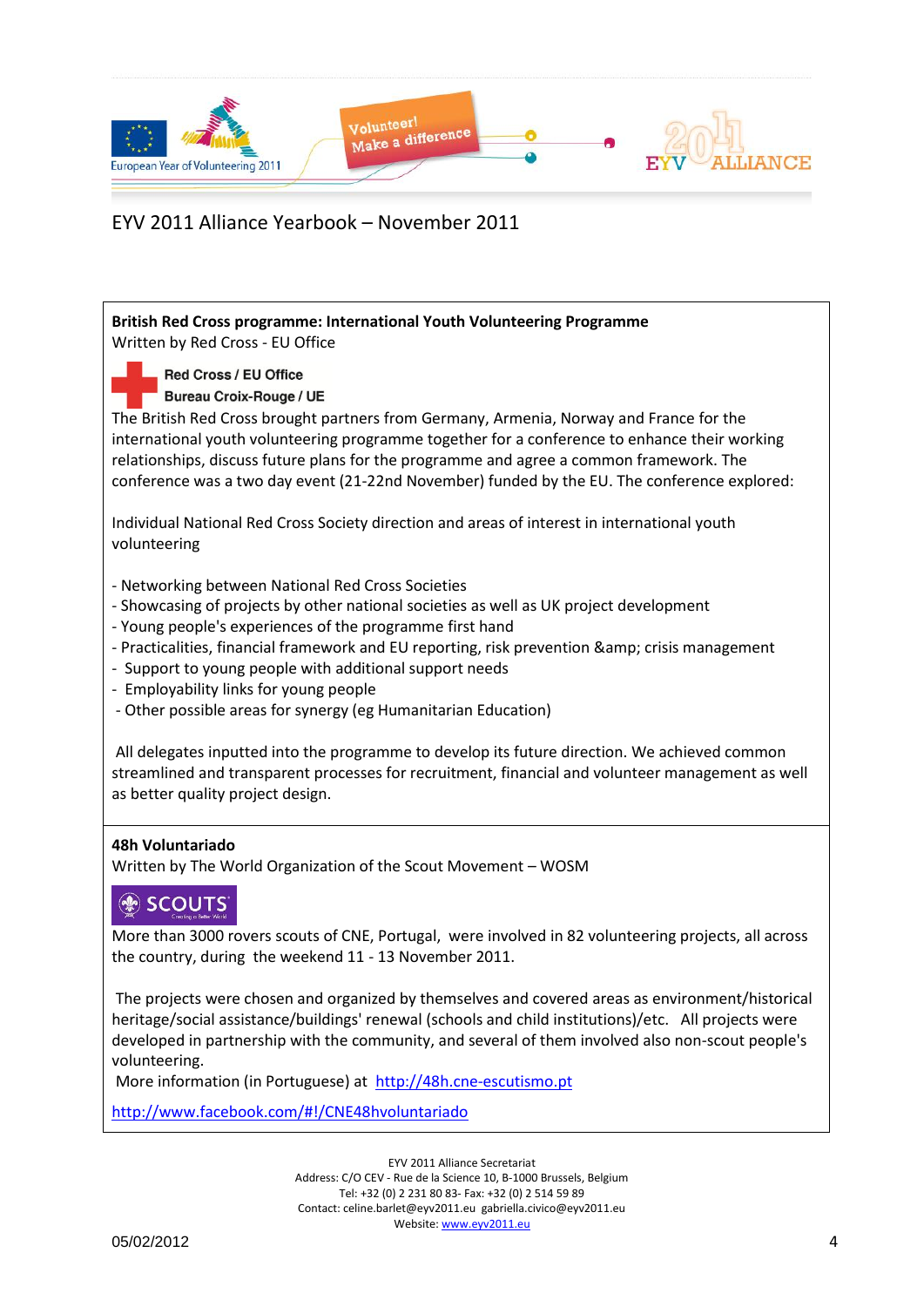## British Red Cross programme: International Youth Volunteering Programme

Written by Red Cross - EU Office

**Red Cross / EU Office**
**Bureau Croix-Rouge / UE**

The British Red Cross brought partners from Germany, Armenia, Norway and France for the international youth volunteering programme together for a conference to enhance their working relationships, discuss future plans for the programme and agree a common framework. The conference was a two day event (21-22nd November) funded by the EU. The conference explored:

Individual National Red Cross Society direction and areas of interest in international youth volunteering

- Networking between National Red Cross Societies
- Showcasing of projects by other national societies as well as UK project development
- Young people's experiences of the programme first hand
- Practicalities, financial framework and EU reporting, risk prevention &amp; crisis management
- Support to young people with additional support needs
- Employability links for young people
- Other possible areas for synergy (eg Humanitarian Education)

All delegates inputted into the programme to develop its future direction. We achieved common streamlined and transparent processes for recruitment, financial and volunteer management as well as better quality project design.

## 48h Voluntariado

Written by The World Organization of the Scout Movement – WOSM

SCOUTS

More than 3000 rovers scouts of CNE, Portugal, were involved in 82 volunteering projects, all across the country, during the weekend 11 - 13 November 2011.

The projects were chosen and organized by themselves and covered areas as environment/historical heritage/social assistance/buildings' renewal (schools and child institutions)/etc. All projects were developed in partnership with the community, and several of them involved also non-scout people's volunteering.

More information (in Portuguese) at http://48h.cne-escutismo.pt

http://www.facebook.com/#!/CNE48hvoluntariado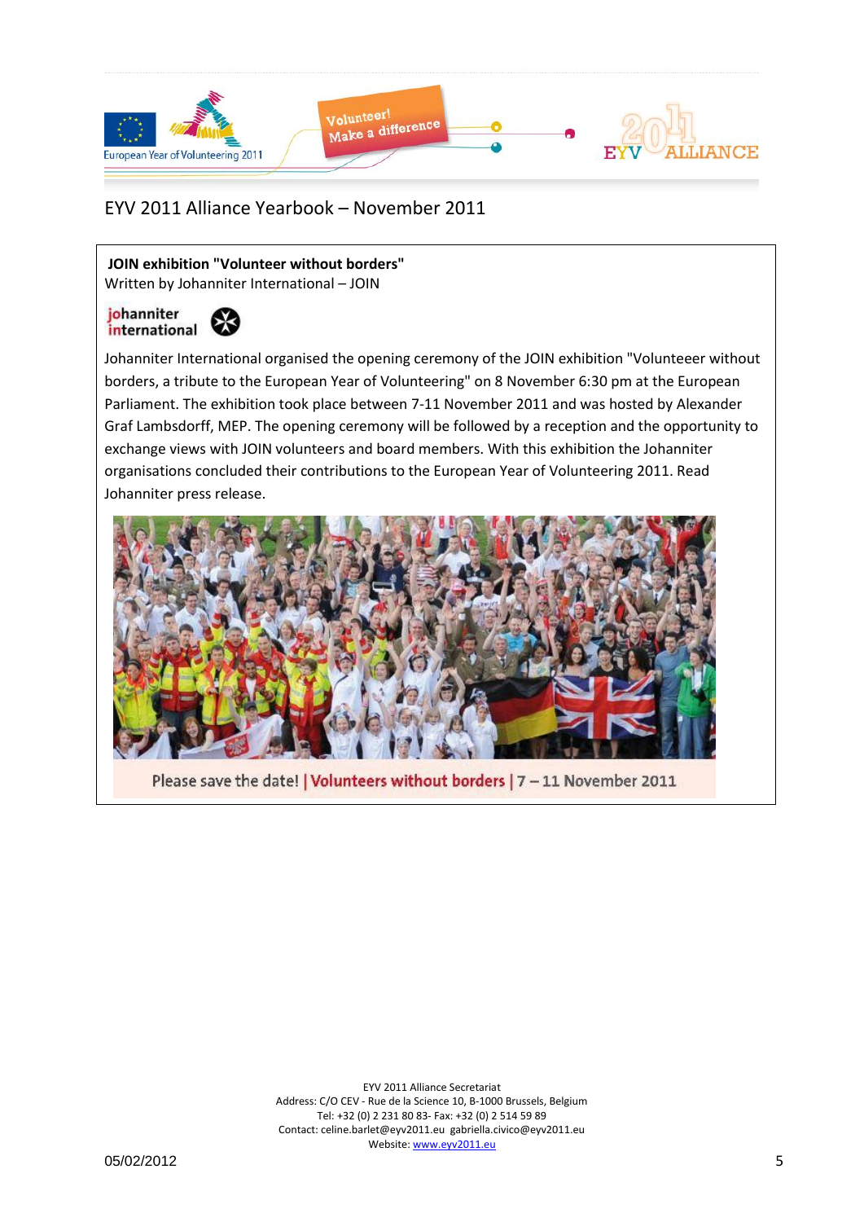EYV 2011 Alliance Yearbook – November 2011

**JOIN exhibition "Volunteer without borders"**
Written by Johanniter International – JOIN

Johanniter International organised the opening ceremony of the JOIN exhibition "Volunteeer without borders, a tribute to the European Year of Volunteering" on 8 November 6:30 pm at the European Parliament. The exhibition took place between 7-11 November 2011 and was hosted by Alexander Graf Lambsdorff, MEP. The opening ceremony will be followed by a reception and the opportunity to exchange views with JOIN volunteers and board members. With this exhibition the Johanniter organisations concluded their contributions to the European Year of Volunteering 2011. Read Johanniter press release.

Please save the date! | Volunteers without borders | 7 – 11 November 2011

EYV 2011 Alliance Secretariat
Address: C/O CEV - Rue de la Science 10, B-1000 Brussels, Belgium
Tel: +32 (0) 2 231 80 83- Fax: +32 (0) 2 514 59 89
Contact: celine.barlet@eyv2011.eu gabriella.civico@eyv2011.eu
Website: www.eyv2011.eu

05/02/2012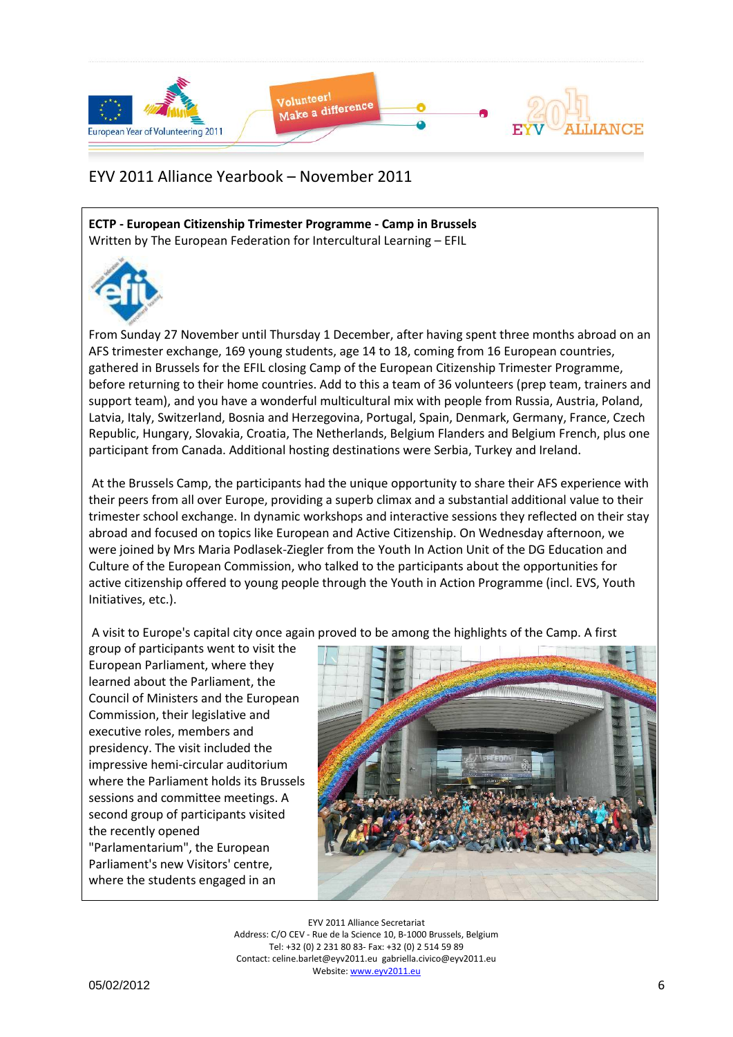EYV 2011 Alliance Yearbook – November 2011

**ECTP - European Citizenship Trimester Programme - Camp in Brussels**
Written by The European Federation for Intercultural Learning – EFIL

From Sunday 27 November until Thursday 1 December, after having spent three months abroad on an AFS trimester exchange, 169 young students, age 14 to 18, coming from 16 European countries, gathered in Brussels for the EFIL closing Camp of the European Citizenship Trimester Programme, before returning to their home countries. Add to this a team of 36 volunteers (prep team, trainers and support team), and you have a wonderful multicultural mix with people from Russia, Austria, Poland, Latvia, Italy, Switzerland, Bosnia and Herzegovina, Portugal, Spain, Denmark, Germany, France, Czech Republic, Hungary, Slovakia, Croatia, The Netherlands, Belgium Flanders and Belgium French, plus one participant from Canada. Additional hosting destinations were Serbia, Turkey and Ireland.

At the Brussels Camp, the participants had the unique opportunity to share their AFS experience with their peers from all over Europe, providing a superb climax and a substantial additional value to their trimester school exchange. In dynamic workshops and interactive sessions they reflected on their stay abroad and focused on topics like European and Active Citizenship. On Wednesday afternoon, we were joined by Mrs Maria Podlasek-Ziegler from the Youth In Action Unit of the DG Education and Culture of the European Commission, who talked to the participants about the opportunities for active citizenship offered to young people through the Youth in Action Programme (incl. EVS, Youth Initiatives, etc.).

A visit to Europe's capital city once again proved to be among the highlights of the Camp. A first group of participants went to visit the European Parliament, where they learned about the Parliament, the Council of Ministers and the European Commission, their legislative and executive roles, members and presidency. The visit included the impressive hemi-circular auditorium where the Parliament holds its Brussels sessions and committee meetings. A second group of participants visited the recently opened "Parlamentarium", the European Parliament's new Visitors' centre, where the students engaged in an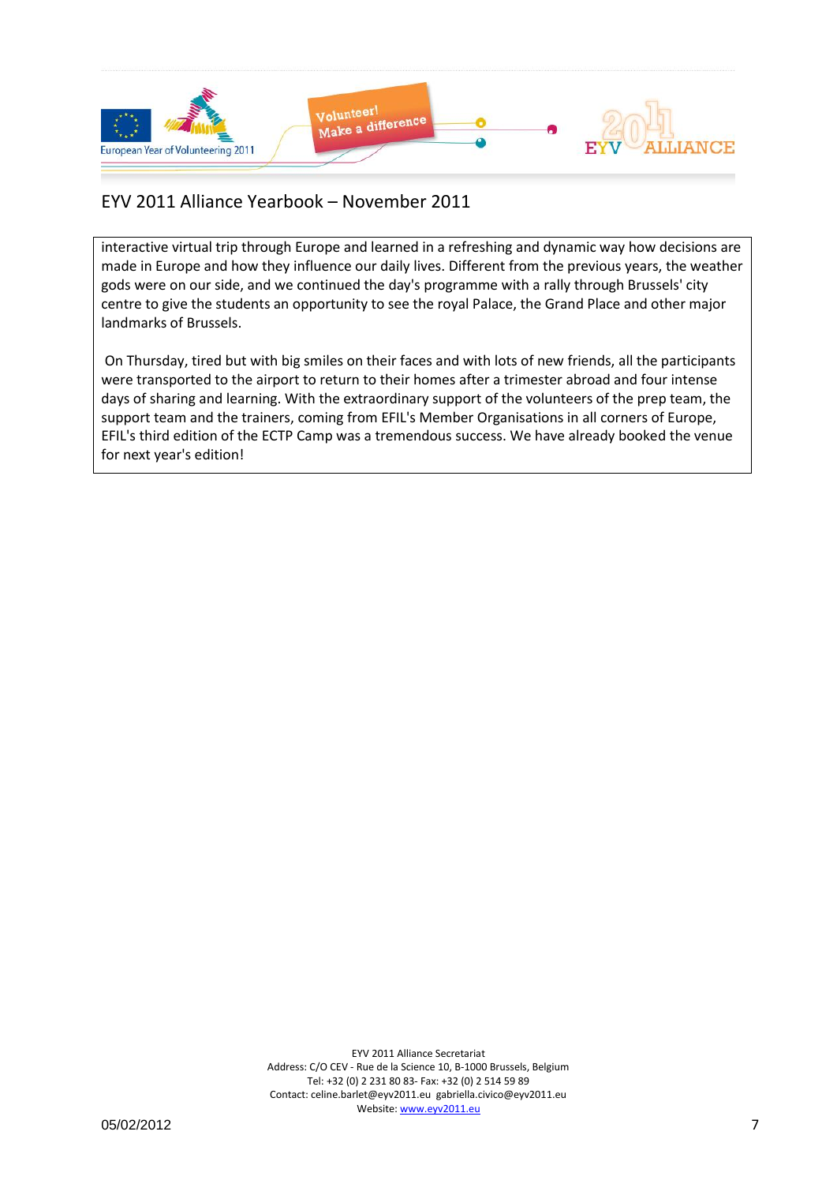interactive virtual trip through Europe and learned in a refreshing and dynamic way how decisions are made in Europe and how they influence our daily lives. Different from the previous years, the weather gods were on our side, and we continued the day's programme with a rally through Brussels' city centre to give the students an opportunity to see the royal Palace, the Grand Place and other major landmarks of Brussels.

On Thursday, tired but with big smiles on their faces and with lots of new friends, all the participants were transported to the airport to return to their homes after a trimester abroad and four intense days of sharing and learning. With the extraordinary support of the volunteers of the prep team, the support team and the trainers, coming from EFIL's Member Organisations in all corners of Europe, EFIL's third edition of the ECTP Camp was a tremendous success. We have already booked the venue for next year's edition!